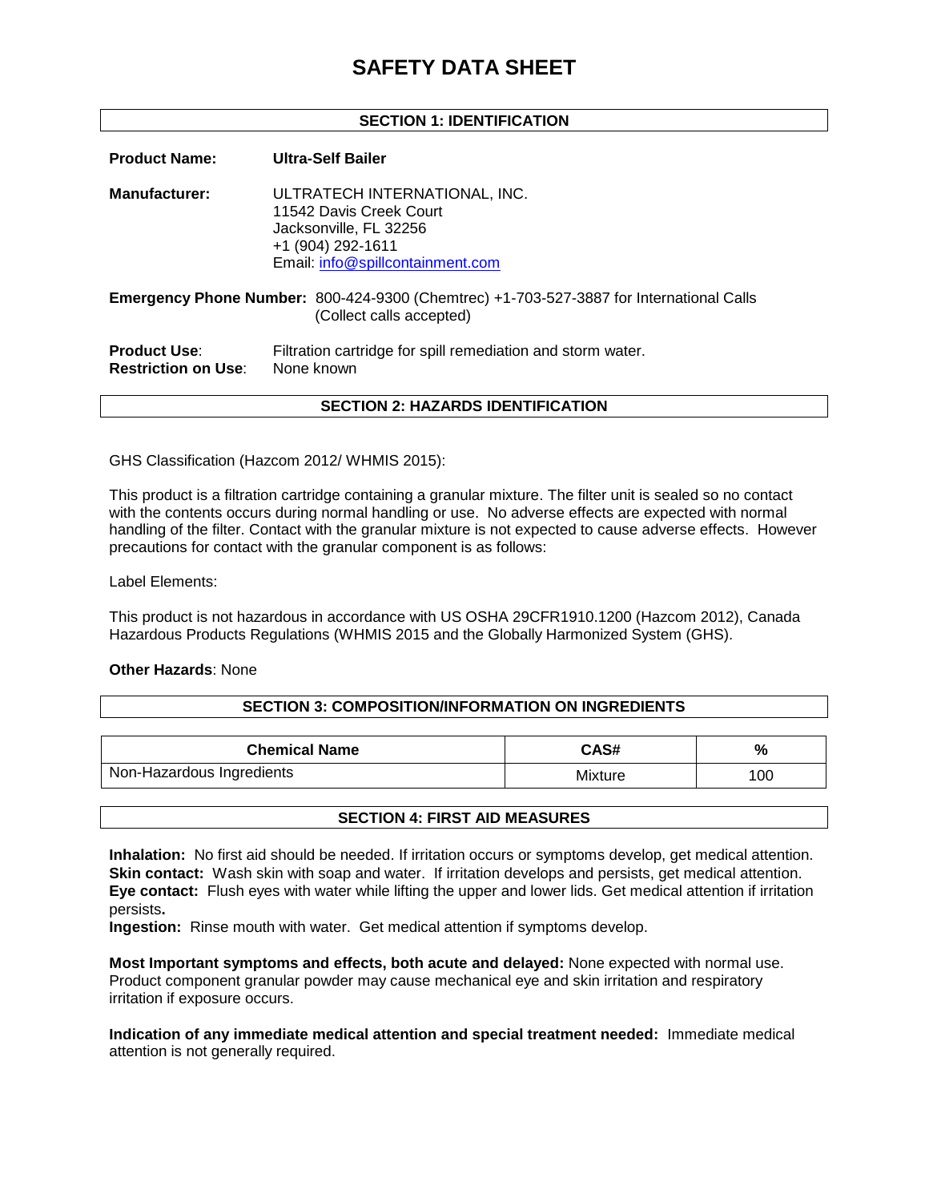# SAFETY DATA SHEET

## SECTION 1: IDENTIFICATION

**Product Name:** **Ultra-Self Bailer**

**Manufacturer:** ULTRATECH INTERNATIONAL, INC.
11542 Davis Creek Court
Jacksonville, FL 32256
+1 (904) 292-1611
Email: info@spillcontainment.com

**Emergency Phone Number:** 800-424-9300 (Chemtrec) +1-703-527-3887 for International Calls (Collect calls accepted)

**Product Use**: Filtration cartridge for spill remediation and storm water.
**Restriction on Use**: None known

## SECTION 2: HAZARDS IDENTIFICATION

GHS Classification (Hazcom 2012/ WHMIS 2015):

This product is a filtration cartridge containing a granular mixture. The filter unit is sealed so no contact with the contents occurs during normal handling or use. No adverse effects are expected with normal handling of the filter. Contact with the granular mixture is not expected to cause adverse effects. However precautions for contact with the granular component is as follows:

Label Elements:

This product is not hazardous in accordance with US OSHA 29CFR1910.1200 (Hazcom 2012), Canada Hazardous Products Regulations (WHMIS 2015 and the Globally Harmonized System (GHS).

**Other Hazards**: None

## SECTION 3: COMPOSITION/INFORMATION ON INGREDIENTS

| Chemical Name | CAS# | % |
|---|---|---|
| Non-Hazardous Ingredients | Mixture | 100 |

## SECTION 4: FIRST AID MEASURES

**Inhalation:** No first aid should be needed. If irritation occurs or symptoms develop, get medical attention.
**Skin contact:** Wash skin with soap and water. If irritation develops and persists, get medical attention.
**Eye contact:** Flush eyes with water while lifting the upper and lower lids. Get medical attention if irritation persists**.**
**Ingestion:** Rinse mouth with water. Get medical attention if symptoms develop.

**Most Important symptoms and effects, both acute and delayed:** None expected with normal use. Product component granular powder may cause mechanical eye and skin irritation and respiratory irritation if exposure occurs.

**Indication of any immediate medical attention and special treatment needed:** Immediate medical attention is not generally required.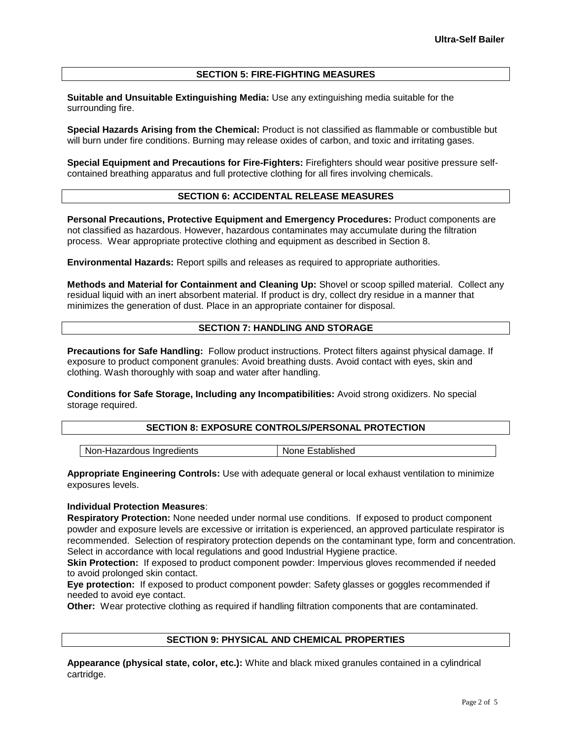## SECTION 5: FIRE-FIGHTING MEASURES

**Suitable and Unsuitable Extinguishing Media:** Use any extinguishing media suitable for the surrounding fire.

**Special Hazards Arising from the Chemical:** Product is not classified as flammable or combustible but will burn under fire conditions. Burning may release oxides of carbon, and toxic and irritating gases.

**Special Equipment and Precautions for Fire-Fighters:** Firefighters should wear positive pressure self-contained breathing apparatus and full protective clothing for all fires involving chemicals.

## SECTION 6: ACCIDENTAL RELEASE MEASURES

**Personal Precautions, Protective Equipment and Emergency Procedures:** Product components are not classified as hazardous. However, hazardous contaminates may accumulate during the filtration process. Wear appropriate protective clothing and equipment as described in Section 8.

**Environmental Hazards:** Report spills and releases as required to appropriate authorities.

**Methods and Material for Containment and Cleaning Up:** Shovel or scoop spilled material. Collect any residual liquid with an inert absorbent material. If product is dry, collect dry residue in a manner that minimizes the generation of dust. Place in an appropriate container for disposal.

## SECTION 7: HANDLING AND STORAGE

**Precautions for Safe Handling:** Follow product instructions. Protect filters against physical damage. If exposure to product component granules: Avoid breathing dusts. Avoid contact with eyes, skin and clothing. Wash thoroughly with soap and water after handling.

**Conditions for Safe Storage, Including any Incompatibilities:** Avoid strong oxidizers. No special storage required.

## SECTION 8: EXPOSURE CONTROLS/PERSONAL PROTECTION

| Non-Hazardous Ingredients | None Established |
|---|---|

**Appropriate Engineering Controls:** Use with adequate general or local exhaust ventilation to minimize exposures levels.

**Individual Protection Measures**:

**Respiratory Protection:** None needed under normal use conditions. If exposed to product component powder and exposure levels are excessive or irritation is experienced, an approved particulate respirator is recommended. Selection of respiratory protection depends on the contaminant type, form and concentration. Select in accordance with local regulations and good Industrial Hygiene practice.

**Skin Protection:** If exposed to product component powder: Impervious gloves recommended if needed to avoid prolonged skin contact.

**Eye protection:** If exposed to product component powder: Safety glasses or goggles recommended if needed to avoid eye contact.

**Other:** Wear protective clothing as required if handling filtration components that are contaminated.

## SECTION 9: PHYSICAL AND CHEMICAL PROPERTIES

**Appearance (physical state, color, etc.):** White and black mixed granules contained in a cylindrical cartridge.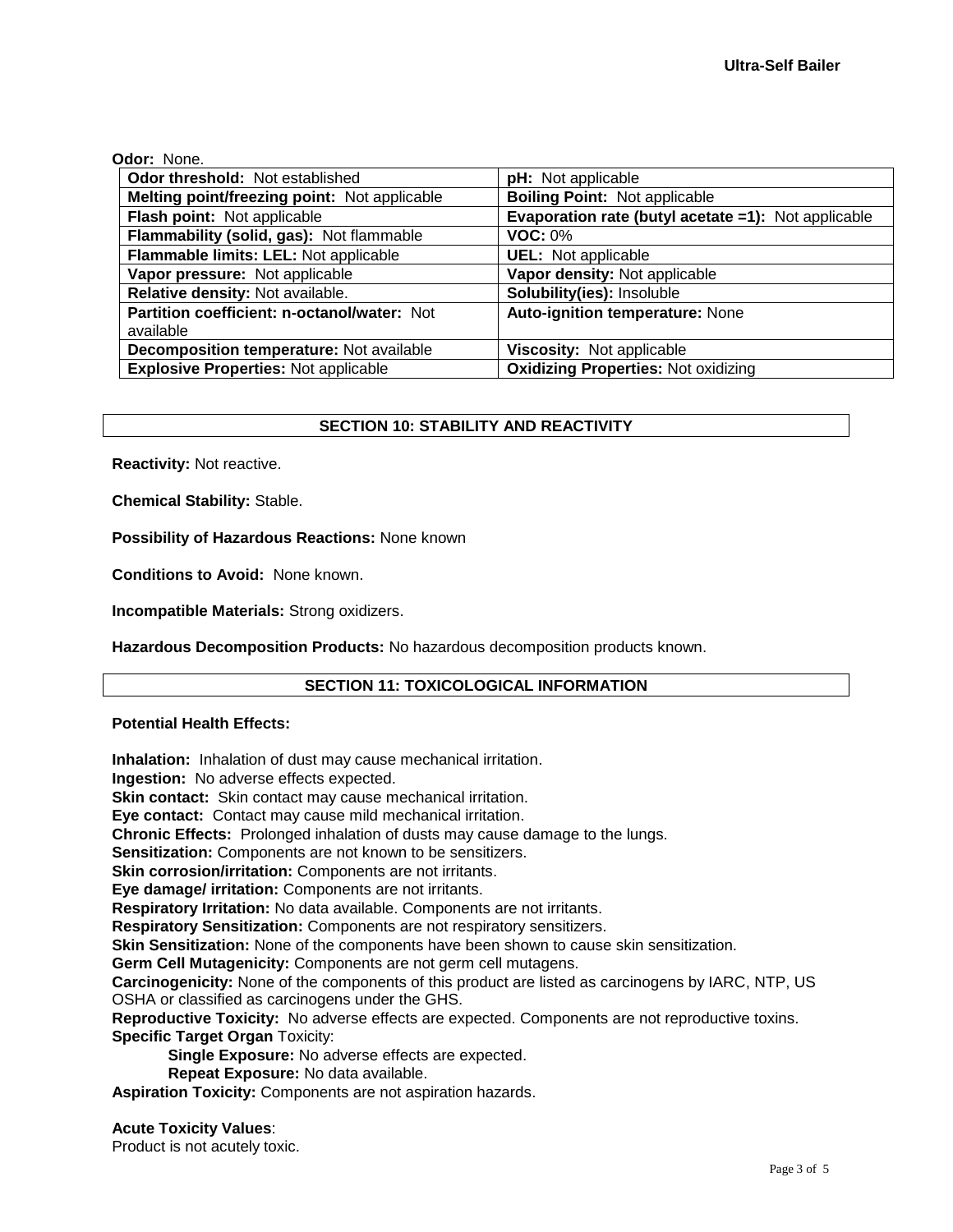**Odor:** None.

| | |
|---|---|
| **Odor threshold:** Not established | **pH:** Not applicable |
| **Melting point/freezing point:** Not applicable | **Boiling Point:** Not applicable |
| **Flash point:** Not applicable | **Evaporation rate (butyl acetate =1):** Not applicable |
| **Flammability (solid, gas):** Not flammable | **VOC:** 0% |
| **Flammable limits: LEL:** Not applicable | **UEL:** Not applicable |
| **Vapor pressure:** Not applicable | **Vapor density:** Not applicable |
| **Relative density:** Not available. | **Solubility(ies):** Insoluble |
| **Partition coefficient: n-octanol/water:** Not available | **Auto-ignition temperature:** None |
| **Decomposition temperature:** Not available | **Viscosity:** Not applicable |
| **Explosive Properties:** Not applicable | **Oxidizing Properties:** Not oxidizing |

## SECTION 10: STABILITY AND REACTIVITY

**Reactivity:** Not reactive.

**Chemical Stability:** Stable.

**Possibility of Hazardous Reactions:** None known

**Conditions to Avoid:** None known.

**Incompatible Materials:** Strong oxidizers.

**Hazardous Decomposition Products:** No hazardous decomposition products known.

## SECTION 11: TOXICOLOGICAL INFORMATION

**Potential Health Effects:**

**Inhalation:** Inhalation of dust may cause mechanical irritation.
**Ingestion:** No adverse effects expected.
**Skin contact:** Skin contact may cause mechanical irritation.
**Eye contact:** Contact may cause mild mechanical irritation.
**Chronic Effects:** Prolonged inhalation of dusts may cause damage to the lungs.
**Sensitization:** Components are not known to be sensitizers.
**Skin corrosion/irritation:** Components are not irritants.
**Eye damage/ irritation:** Components are not irritants.
**Respiratory Irritation:** No data available. Components are not irritants.
**Respiratory Sensitization:** Components are not respiratory sensitizers.
**Skin Sensitization:** None of the components have been shown to cause skin sensitization.
**Germ Cell Mutagenicity:** Components are not germ cell mutagens.
**Carcinogenicity:** None of the components of this product are listed as carcinogens by IARC, NTP, US OSHA or classified as carcinogens under the GHS.
**Reproductive Toxicity:** No adverse effects are expected. Components are not reproductive toxins.
**Specific Target Organ** Toxicity:

- **Single Exposure:** No adverse effects are expected.
- **Repeat Exposure:** No data available.

**Aspiration Toxicity:** Components are not aspiration hazards.

**Acute Toxicity Values**:
Product is not acutely toxic.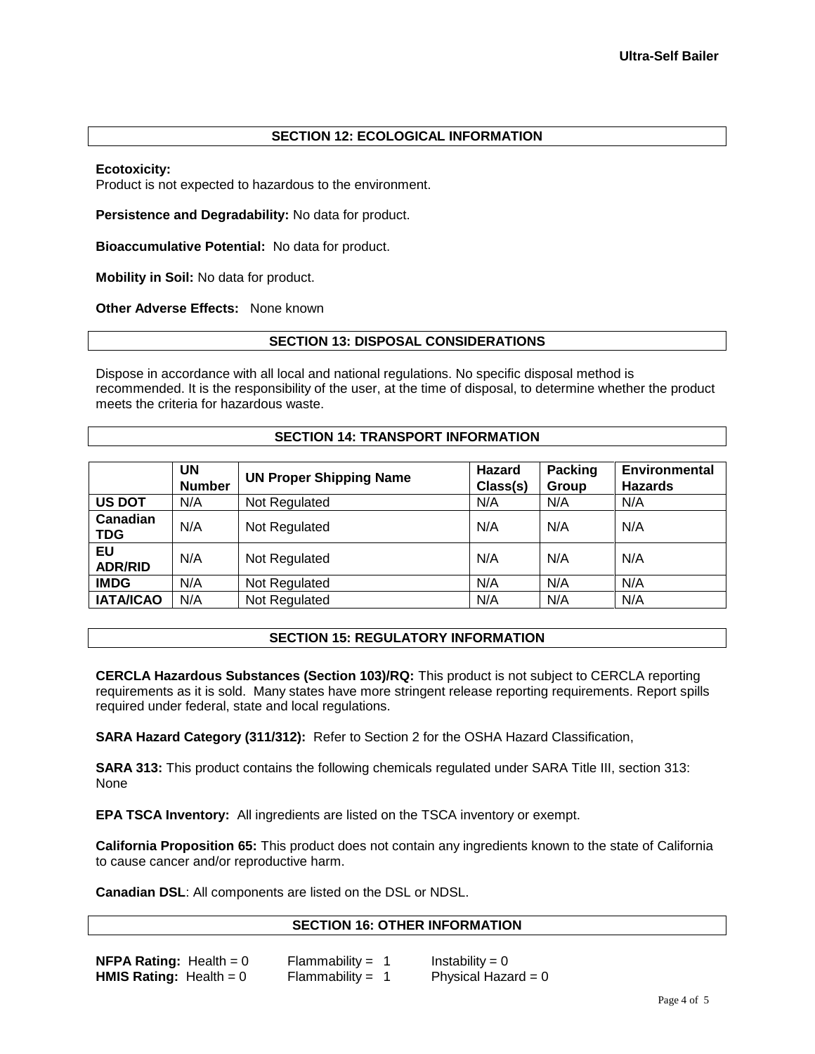## SECTION 12: ECOLOGICAL INFORMATION

**Ecotoxicity:**
Product is not expected to hazardous to the environment.

**Persistence and Degradability:** No data for product.

**Bioaccumulative Potential:** No data for product.

**Mobility in Soil:** No data for product.

**Other Adverse Effects:** None known

## SECTION 13: DISPOSAL CONSIDERATIONS

Dispose in accordance with all local and national regulations. No specific disposal method is recommended. It is the responsibility of the user, at the time of disposal, to determine whether the product meets the criteria for hazardous waste.

## SECTION 14: TRANSPORT INFORMATION

| | UN Number | UN Proper Shipping Name | Hazard Class(s) | Packing Group | Environmental Hazards |
|---|---|---|---|---|---|
| **US DOT** | N/A | Not Regulated | N/A | N/A | N/A |
| **Canadian TDG** | N/A | Not Regulated | N/A | N/A | N/A |
| **EU ADR/RID** | N/A | Not Regulated | N/A | N/A | N/A |
| **IMDG** | N/A | Not Regulated | N/A | N/A | N/A |
| **IATA/ICAO** | N/A | Not Regulated | N/A | N/A | N/A |

## SECTION 15: REGULATORY INFORMATION

**CERCLA Hazardous Substances (Section 103)/RQ:** This product is not subject to CERCLA reporting requirements as it is sold. Many states have more stringent release reporting requirements. Report spills required under federal, state and local regulations.

**SARA Hazard Category (311/312):** Refer to Section 2 for the OSHA Hazard Classification,

**SARA 313:** This product contains the following chemicals regulated under SARA Title III, section 313: None

**EPA TSCA Inventory:** All ingredients are listed on the TSCA inventory or exempt.

**California Proposition 65:** This product does not contain any ingredients known to the state of California to cause cancer and/or reproductive harm.

**Canadian DSL**: All components are listed on the DSL or NDSL.

## SECTION 16: OTHER INFORMATION

**NFPA Rating:** Health = 0 Flammability = 1 Instability = 0
**HMIS Rating:** Health = 0 Flammability = 1 Physical Hazard = 0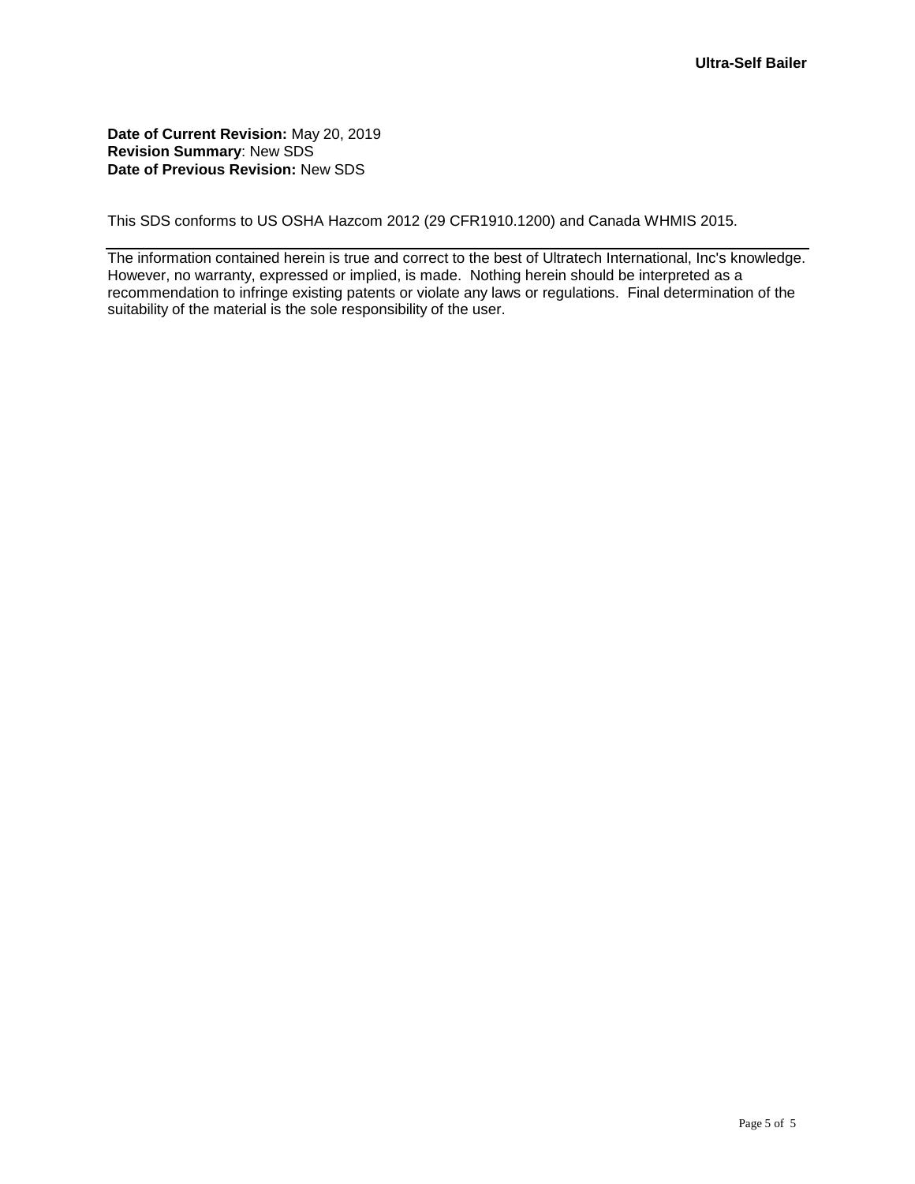**Date of Current Revision:** May 20, 2019
**Revision Summary**: New SDS
**Date of Previous Revision:** New SDS

This SDS conforms to US OSHA Hazcom 2012 (29 CFR1910.1200) and Canada WHMIS 2015.

---

The information contained herein is true and correct to the best of Ultratech International, Inc's knowledge. However, no warranty, expressed or implied, is made. Nothing herein should be interpreted as a recommendation to infringe existing patents or violate any laws or regulations. Final determination of the suitability of the material is the sole responsibility of the user.